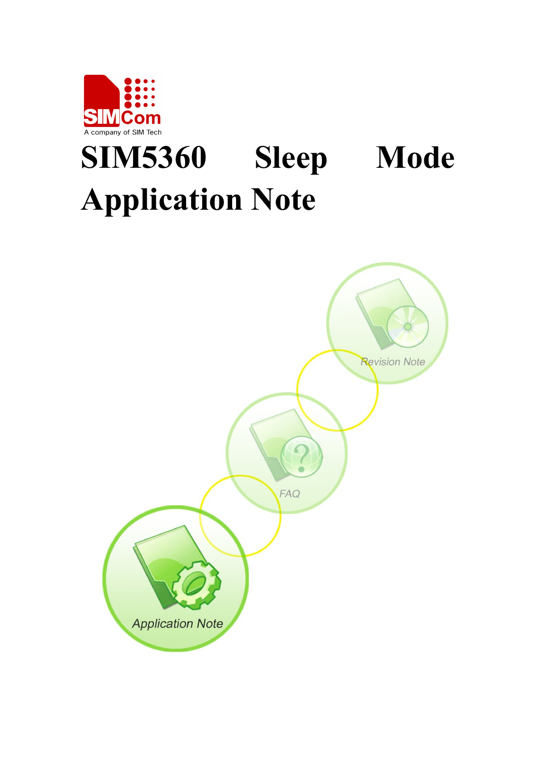# SIM5360 Sleep Mode Application Note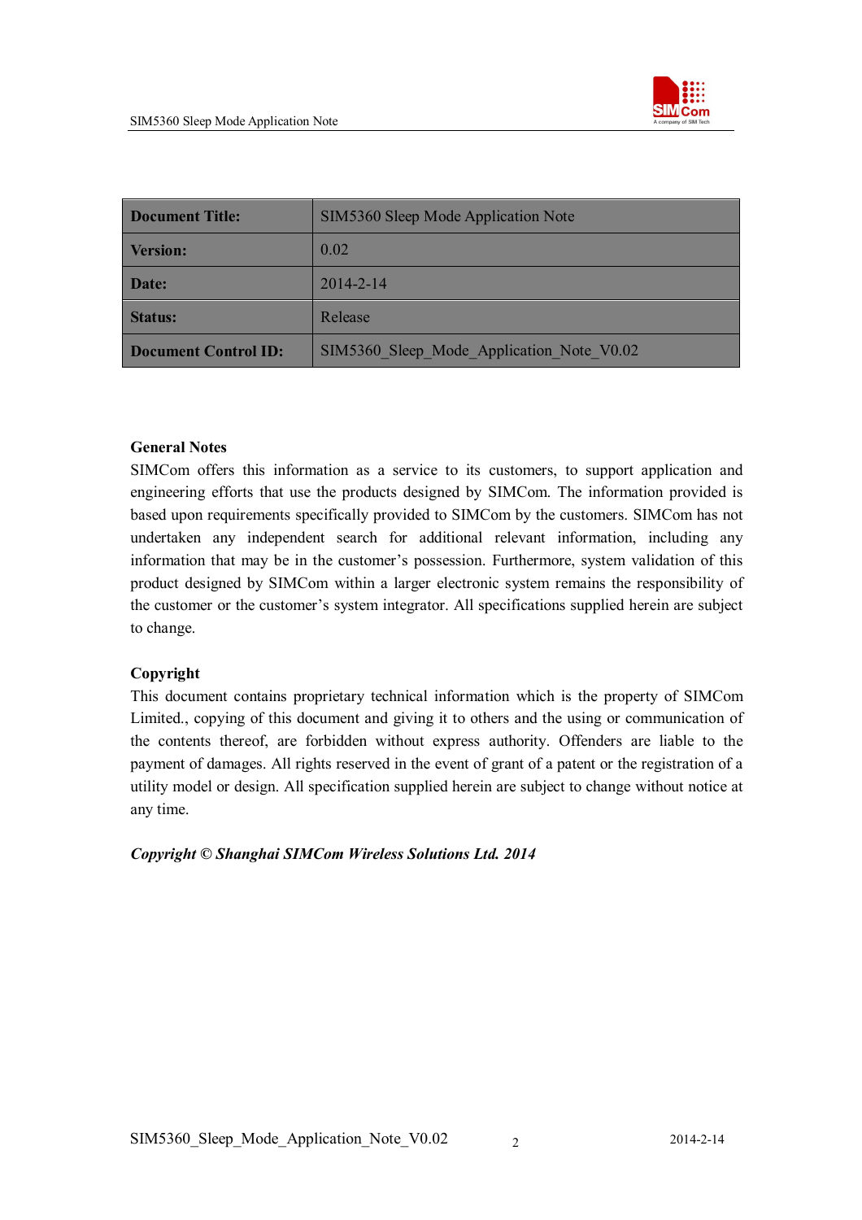| Document Title: | SIM5360 Sleep Mode Application Note |
| --- | --- |
| Version: | 0.02 |
| Date: | 2014-2-14 |
| Status: | Release |
| Document Control ID: | SIM5360_Sleep_Mode_Application_Note_V0.02 |

**General Notes**

SIMCom offers this information as a service to its customers, to support application and engineering efforts that use the products designed by SIMCom. The information provided is based upon requirements specifically provided to SIMCom by the customers. SIMCom has not undertaken any independent search for additional relevant information, including any information that may be in the customer's possession. Furthermore, system validation of this product designed by SIMCom within a larger electronic system remains the responsibility of the customer or the customer's system integrator. All specifications supplied herein are subject to change.

**Copyright**

This document contains proprietary technical information which is the property of SIMCom Limited., copying of this document and giving it to others and the using or communication of the contents thereof, are forbidden without express authority. Offenders are liable to the payment of damages. All rights reserved in the event of grant of a patent or the registration of a utility model or design. All specification supplied herein are subject to change without notice at any time.

***Copyright © Shanghai SIMCom Wireless Solutions Ltd. 2014***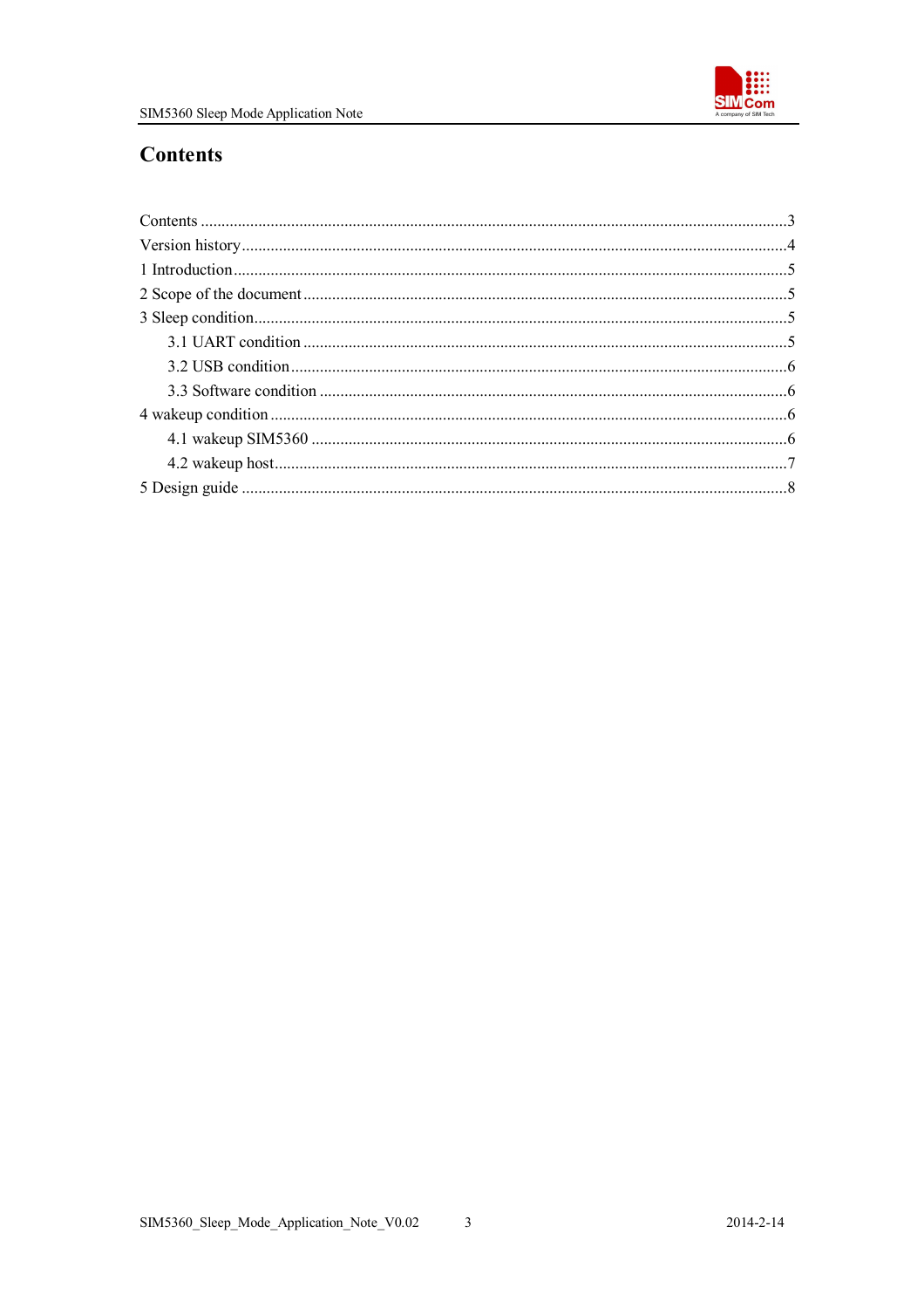# Contents

Contents ....................................................................................................................................3
Version history............................................................................................................................4
1 Introduction..............................................................................................................................5
2 Scope of the document..............................................................................................................5
3 Sleep condition..........................................................................................................................5
    3.1 UART condition ..................................................................................................................5
    3.2 USB condition......................................................................................................................6
    3.3 Software condition ..............................................................................................................6
4 wakeup condition.......................................................................................................................6
    4.1 wakeup SIM5360 .................................................................................................................6
    4.2 wakeup host.........................................................................................................................7
5 Design guide ..............................................................................................................................8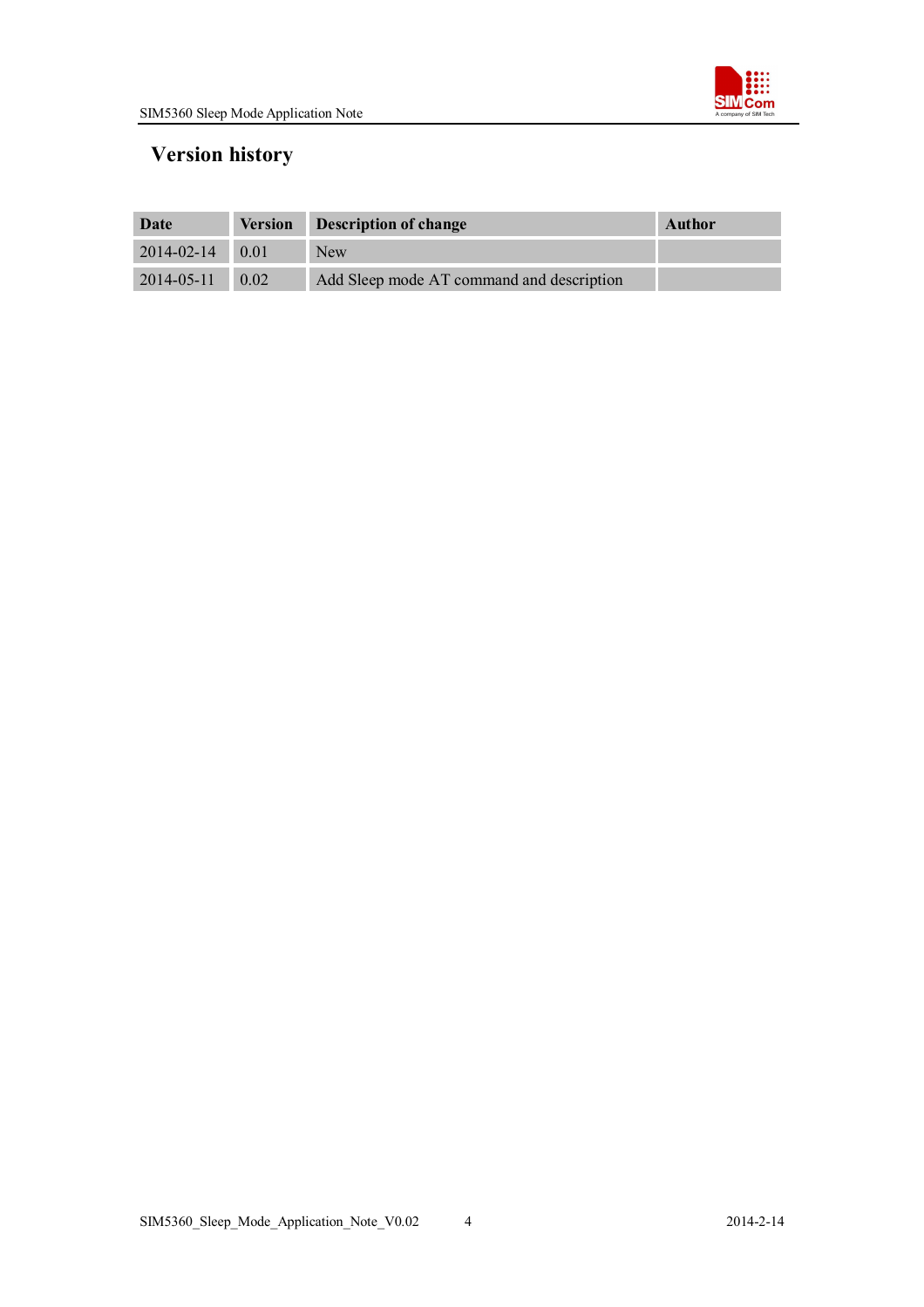# Version history

| Date | Version | Description of change | Author |
|---|---|---|---|
| 2014-02-14 | 0.01 | New | |
| 2014-05-11 | 0.02 | Add Sleep mode AT command and description | |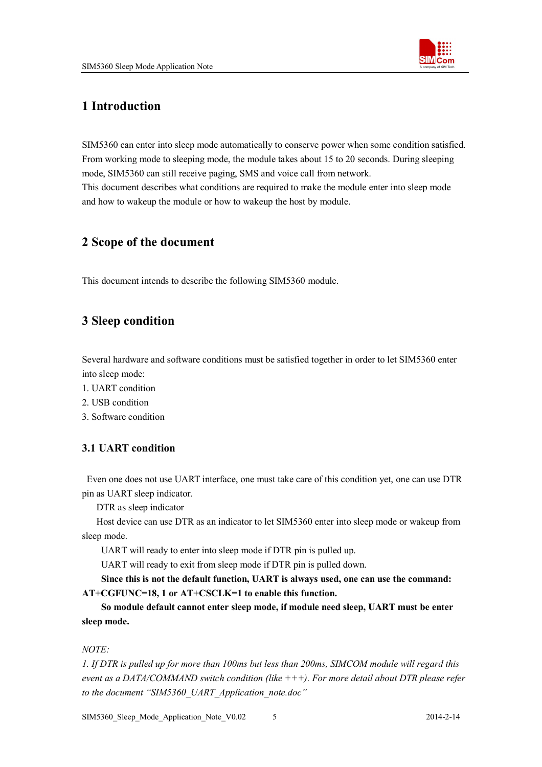# 1 Introduction

SIM5360 can enter into sleep mode automatically to conserve power when some condition satisfied. From working mode to sleeping mode, the module takes about 15 to 20 seconds. During sleeping mode, SIM5360 can still receive paging, SMS and voice call from network.
This document describes what conditions are required to make the module enter into sleep mode and how to wakeup the module or how to wakeup the host by module.

# 2 Scope of the document

This document intends to describe the following SIM5360 module.

# 3 Sleep condition

Several hardware and software conditions must be satisfied together in order to let SIM5360 enter into sleep mode:

1. UART condition
2. USB condition
3. Software condition

## 3.1 UART condition

Even one does not use UART interface, one must take care of this condition yet, one can use DTR pin as UART sleep indicator.

DTR as sleep indicator

Host device can use DTR as an indicator to let SIM5360 enter into sleep mode or wakeup from sleep mode.

UART will ready to enter into sleep mode if DTR pin is pulled up.

UART will ready to exit from sleep mode if DTR pin is pulled down.

**Since this is not the default function, UART is always used, one can use the command: AT+CGFUNC=18, 1 or AT+CSCLK=1 to enable this function.**

**So module default cannot enter sleep mode, if module need sleep, UART must be enter sleep mode.**

*NOTE:*

*1. If DTR is pulled up for more than 100ms but less than 200ms, SIMCOM module will regard this event as a DATA/COMMAND switch condition (like +++). For more detail about DTR please refer to the document "SIM5360_UART_Application_note.doc"*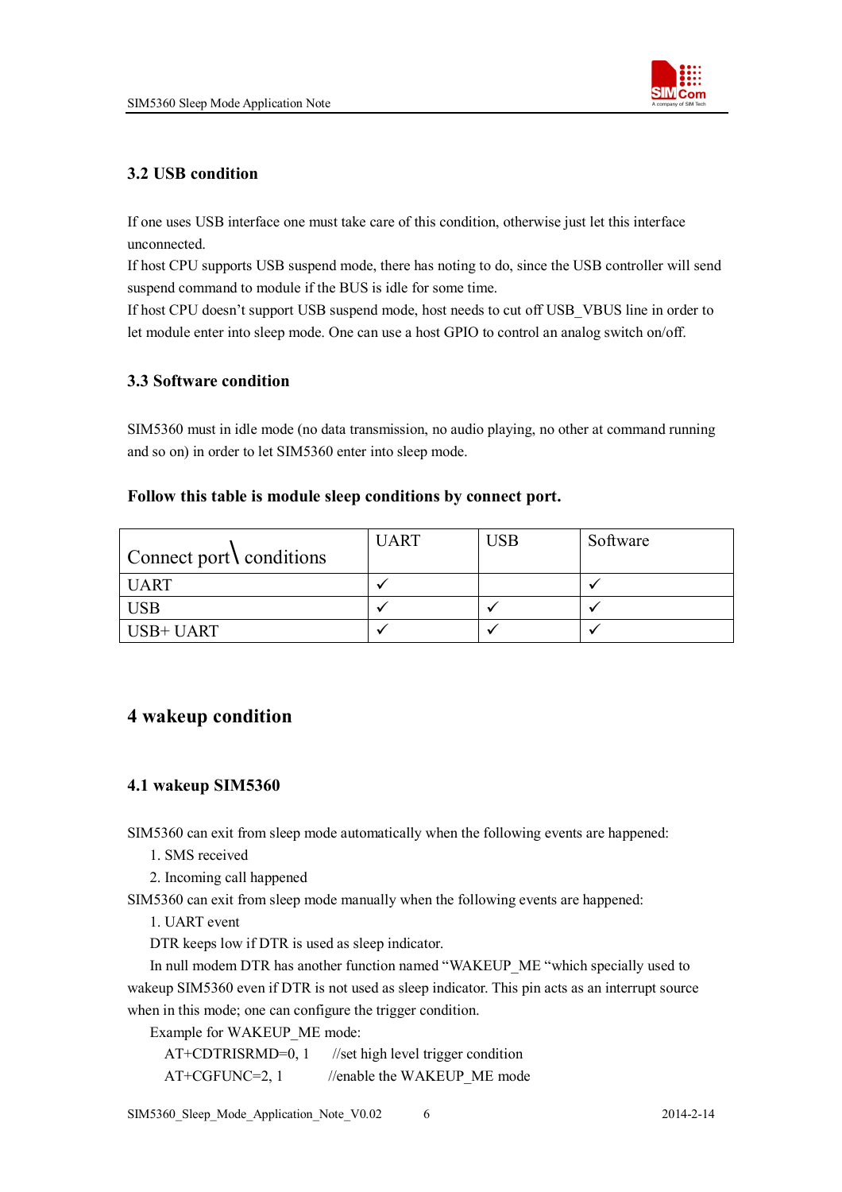### 3.2 USB condition

If one uses USB interface one must take care of this condition, otherwise just let this interface unconnected.

If host CPU supports USB suspend mode, there has noting to do, since the USB controller will send suspend command to module if the BUS is idle for some time.

If host CPU doesn't support USB suspend mode, host needs to cut off USB_VBUS line in order to let module enter into sleep mode. One can use a host GPIO to control an analog switch on/off.

### 3.3 Software condition

SIM5360 must in idle mode (no data transmission, no audio playing, no other at command running and so on) in order to let SIM5360 enter into sleep mode.

**Follow this table is module sleep conditions by connect port.**

| Connect port\ conditions | UART | USB | Software |
|---|---|---|---|
| UART | ✓ | | ✓ |
| USB | ✓ | ✓ | ✓ |
| USB+ UART | ✓ | ✓ | ✓ |

## 4 wakeup condition

### 4.1 wakeup SIM5360

SIM5360 can exit from sleep mode automatically when the following events are happened:

1. SMS received
2. Incoming call happened

SIM5360 can exit from sleep mode manually when the following events are happened:

1. UART event

DTR keeps low if DTR is used as sleep indicator.

In null modem DTR has another function named "WAKEUP_ME "which specially used to wakeup SIM5360 even if DTR is not used as sleep indicator. This pin acts as an interrupt source when in this mode; one can configure the trigger condition.

Example for WAKEUP_ME mode:

```
AT+CDTRISRMD=0, 1      //set high level trigger condition
AT+CGFUNC=2, 1         //enable the WAKEUP_ME mode
```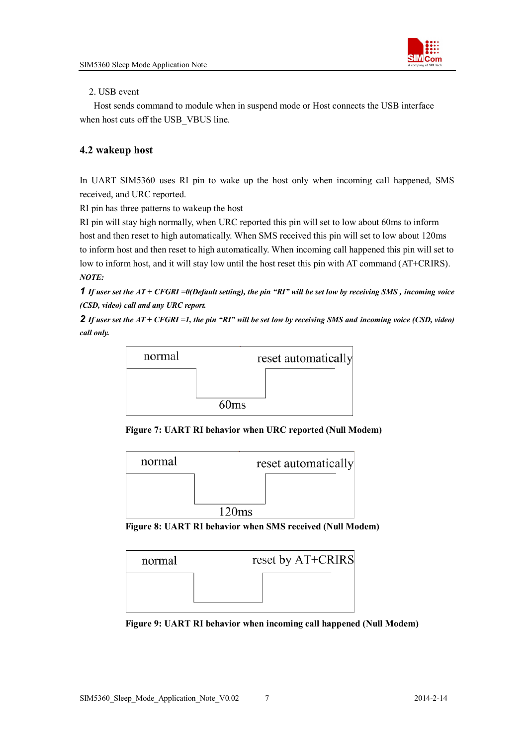2. USB event

Host sends command to module when in suspend mode or Host connects the USB interface when host cuts off the USB_VBUS line.

## 4.2 wakeup host

In UART SIM5360 uses RI pin to wake up the host only when incoming call happened, SMS received, and URC reported.

RI pin has three patterns to wakeup the host

RI pin will stay high normally, when URC reported this pin will set to low about 60ms to inform host and then reset to high automatically. When SMS received this pin will set to low about 120ms to inform host and then reset to high automatically. When incoming call happened this pin will set to low to inform host, and it will stay low until the host reset this pin with AT command (AT+CRIRS).

***NOTE:***

***1*** ***If user set the AT + CFGRI =0(Default setting), the pin "RI" will be set low by receiving SMS , incoming voice (CSD, video) call and any URC report.***

***2*** ***If user set the AT + CFGRI =1, the pin "RI" will be set low by receiving SMS and incoming voice (CSD, video) call only.***

normal — reset automatically — 60ms

**Figure 7: UART RI behavior when URC reported (Null Modem)**

normal — reset automatically — 120ms

**Figure 8: UART RI behavior when SMS received (Null Modem)**

normal — reset by AT+CRIRS

**Figure 9: UART RI behavior when incoming call happened (Null Modem)**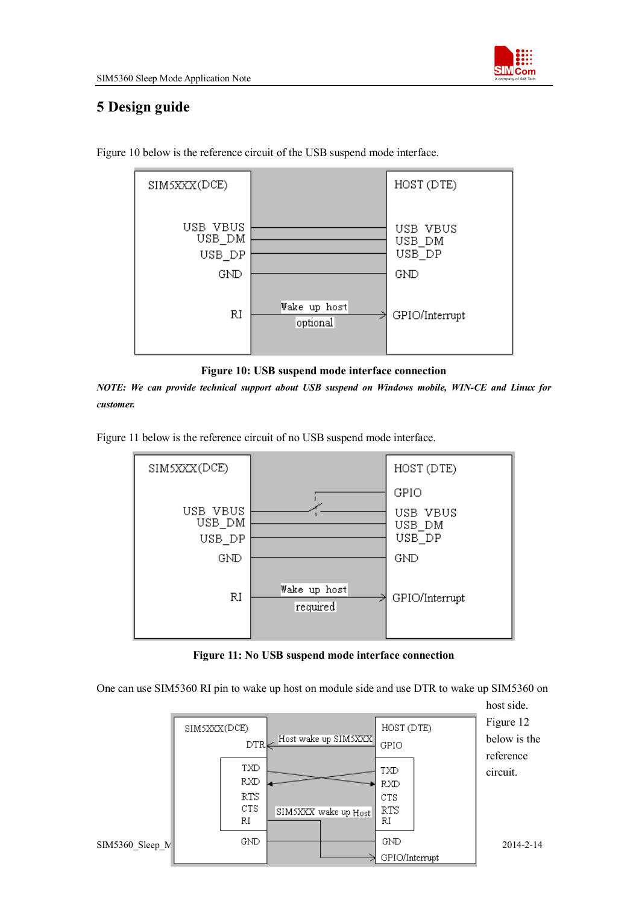# 5 Design guide

Figure 10 below is the reference circuit of the USB suspend mode interface.

**Figure 10: USB suspend mode interface connection**

***NOTE: We can provide technical support about USB suspend on Windows mobile, WIN-CE and Linux for customer.***

Figure 11 below is the reference circuit of no USB suspend mode interface.

**Figure 11: No USB suspend mode interface connection**

One can use SIM5360 RI pin to wake up host on module side and use DTR to wake up SIM5360 on host side. Figure 12 below is the reference circuit.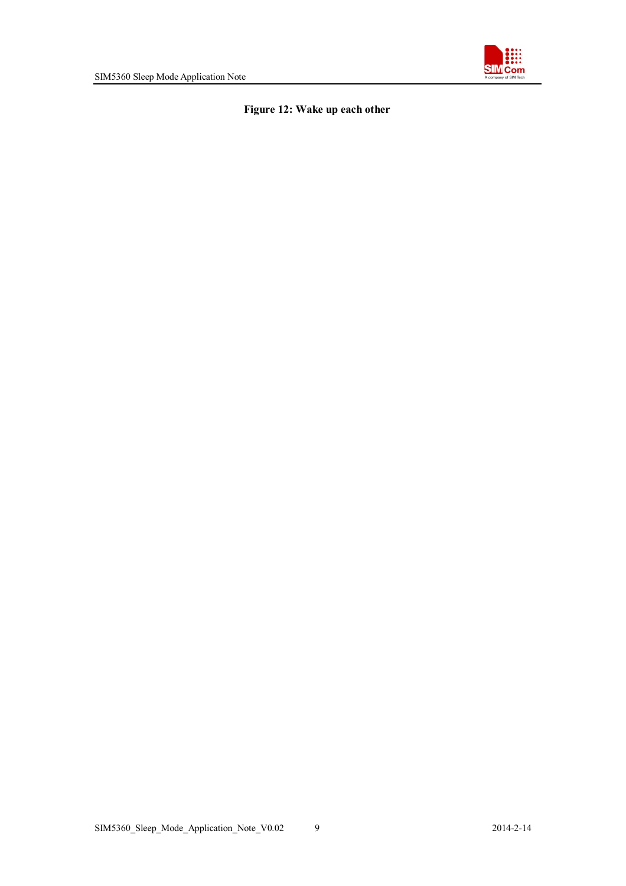**Figure 12: Wake up each other**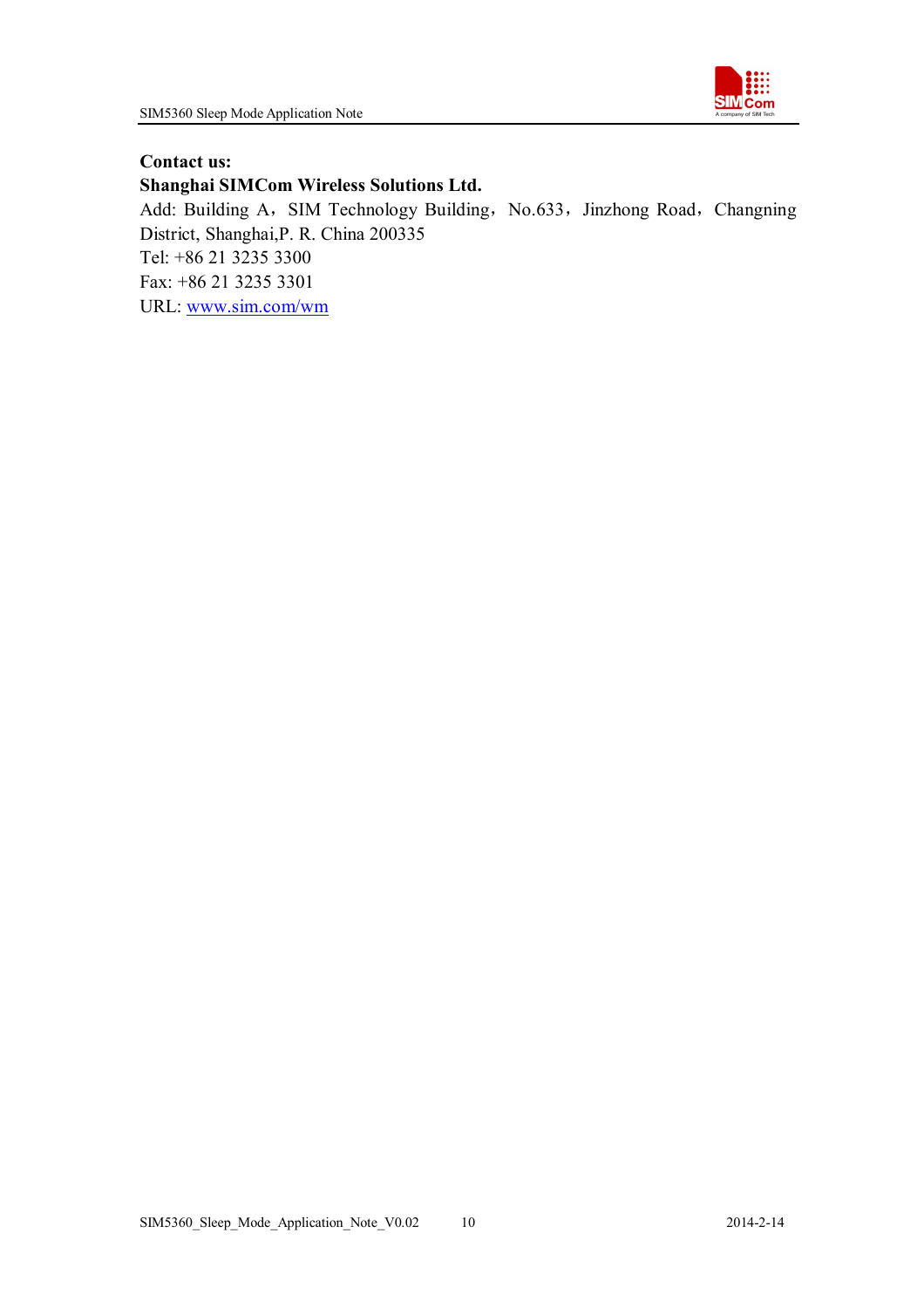**Contact us:**

**Shanghai SIMCom Wireless Solutions Ltd.**

Add: Building A，SIM Technology Building，No.633，Jinzhong Road，Changning District, Shanghai,P. R. China 200335

Tel: +86 21 3235 3300

Fax: +86 21 3235 3301

URL: www.sim.com/wm